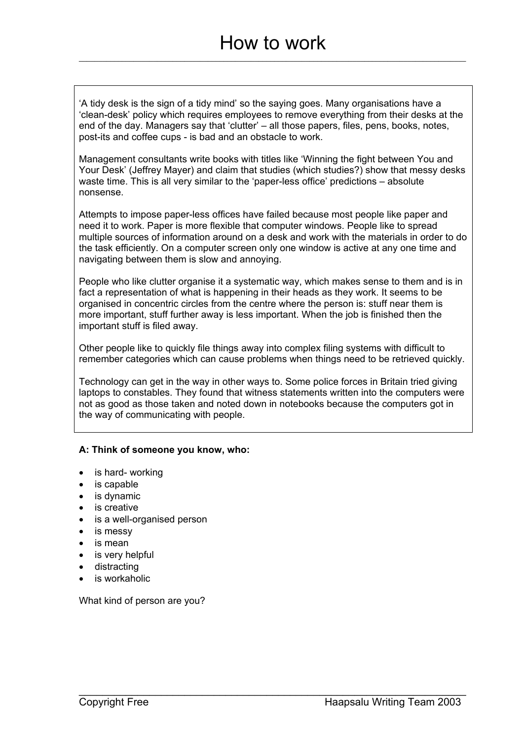# How to work

'A tidy desk is the sign of a tidy mind' so the saying goes. Many organisations have a 'clean-desk' policy which requires employees to remove everything from their desks at the end of the day. Managers say that 'clutter' – all those papers, files, pens, books, notes, post-its and coffee cups - is bad and an obstacle to work.

Management consultants write books with titles like 'Winning the fight between You and Your Desk' (Jeffrey Mayer) and claim that studies (which studies?) show that messy desks waste time. This is all very similar to the 'paper-less office' predictions – absolute nonsense.

Attempts to impose paper-less offices have failed because most people like paper and need it to work. Paper is more flexible that computer windows. People like to spread multiple sources of information around on a desk and work with the materials in order to do the task efficiently. On a computer screen only one window is active at any one time and navigating between them is slow and annoying.

People who like clutter organise it a systematic way, which makes sense to them and is in fact a representation of what is happening in their heads as they work. It seems to be organised in concentric circles from the centre where the person is: stuff near them is more important, stuff further away is less important. When the job is finished then the important stuff is filed away.

Other people like to quickly file things away into complex filing systems with difficult to remember categories which can cause problems when things need to be retrieved quickly.

Technology can get in the way in other ways to. Some police forces in Britain tried giving laptops to constables. They found that witness statements written into the computers were not as good as those taken and noted down in notebooks because the computers got in the way of communicating with people.

**A: Think of someone you know, who:**

- is hard- working
- is capable
- is dynamic
- is creative
- is a well-organised person
- is messy
- is mean
- is very helpful
- distracting
- is workaholic

What kind of person are you?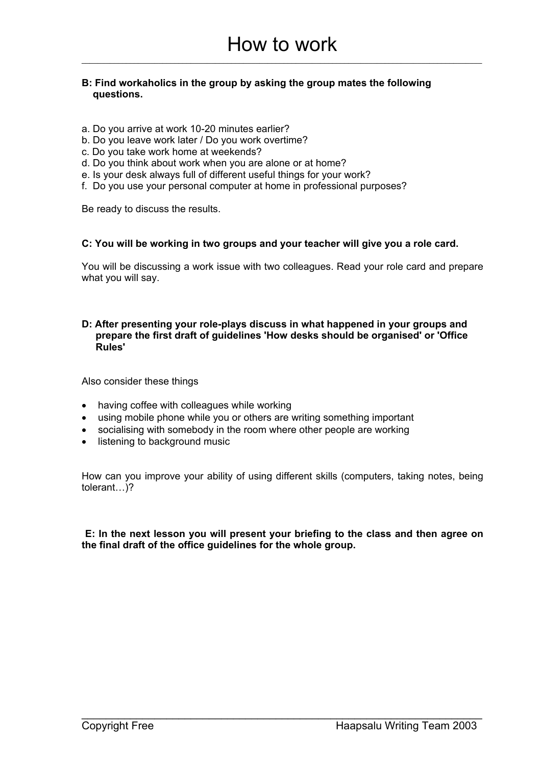**B: Find workaholics in the group by asking the group mates the following questions.**

a. Do you arrive at work 10-20 minutes earlier?
b. Do you leave work later / Do you work overtime?
c. Do you take work home at weekends?
d. Do you think about work when you are alone or at home?
e. Is your desk always full of different useful things for your work?
f. Do you use your personal computer at home in professional purposes?

Be ready to discuss the results.

**C: You will be working in two groups and your teacher will give you a role card.**

You will be discussing a work issue with two colleagues. Read your role card and prepare what you will say.

**D: After presenting your role-plays discuss in what happened in your groups and prepare the first draft of guidelines 'How desks should be organised' or 'Office Rules'**

Also consider these things

- having coffee with colleagues while working
- using mobile phone while you or others are writing something important
- socialising with somebody in the room where other people are working
- listening to background music

How can you improve your ability of using different skills (computers, taking notes, being tolerant…)?

**E: In the next lesson you will present your briefing to the class and then agree on the final draft of the office guidelines for the whole group.**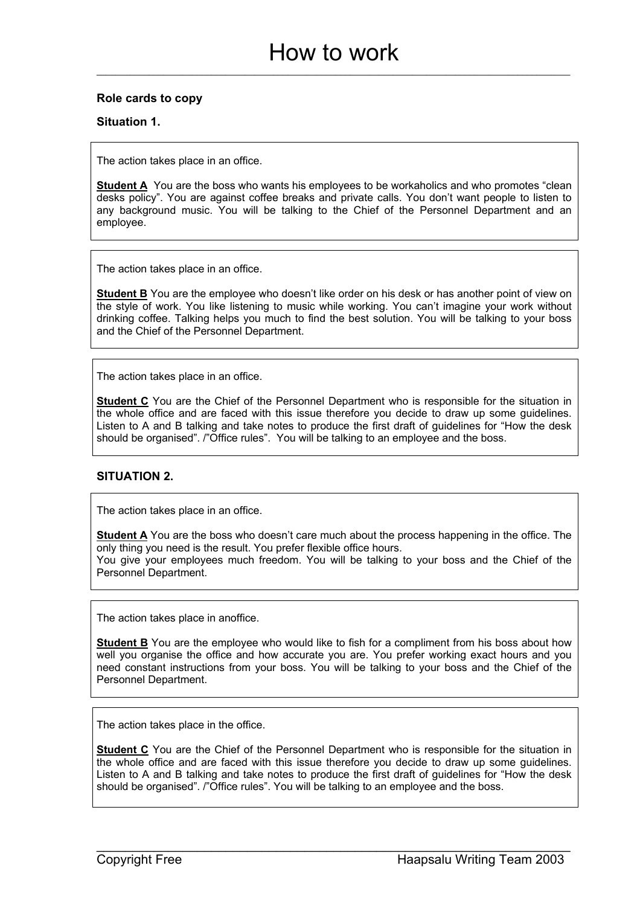# How to work

**Role cards to copy**

**Situation 1.**

The action takes place in an office.

**Student A** You are the boss who wants his employees to be workaholics and who promotes "clean desks policy". You are against coffee breaks and private calls. You don't want people to listen to any background music. You will be talking to the Chief of the Personnel Department and an employee.

The action takes place in an office.

**Student B** You are the employee who doesn't like order on his desk or has another point of view on the style of work. You like listening to music while working. You can't imagine your work without drinking coffee. Talking helps you much to find the best solution. You will be talking to your boss and the Chief of the Personnel Department.

The action takes place in an office.

**Student C** You are the Chief of the Personnel Department who is responsible for the situation in the whole office and are faced with this issue therefore you decide to draw up some guidelines. Listen to A and B talking and take notes to produce the first draft of guidelines for "How the desk should be organised". /"Office rules". You will be talking to an employee and the boss.

**SITUATION 2.**

The action takes place in an office.

**Student A** You are the boss who doesn't care much about the process happening in the office. The only thing you need is the result. You prefer flexible office hours.
You give your employees much freedom. You will be talking to your boss and the Chief of the Personnel Department.

The action takes place in anoffice.

**Student B** You are the employee who would like to fish for a compliment from his boss about how well you organise the office and how accurate you are. You prefer working exact hours and you need constant instructions from your boss. You will be talking to your boss and the Chief of the Personnel Department.

The action takes place in the office.

**Student C** You are the Chief of the Personnel Department who is responsible for the situation in the whole office and are faced with this issue therefore you decide to draw up some guidelines. Listen to A and B talking and take notes to produce the first draft of guidelines for "How the desk should be organised". /"Office rules". You will be talking to an employee and the boss.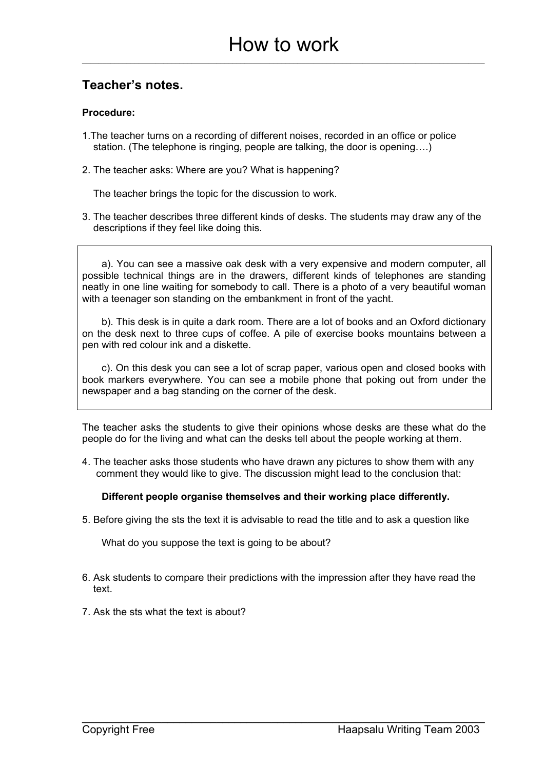# How to work

## Teacher's notes.

**Procedure:**

1. The teacher turns on a recording of different noises, recorded in an office or police station. (The telephone is ringing, people are talking, the door is opening….)

2. The teacher asks: Where are you? What is happening?

   The teacher brings the topic for the discussion to work.

3. The teacher describes three different kinds of desks. The students may draw any of the descriptions if they feel like doing this.

> a). You can see a massive oak desk with a very expensive and modern computer, all possible technical things are in the drawers, different kinds of telephones are standing neatly in one line waiting for somebody to call. There is a photo of a very beautiful woman with a teenager son standing on the embankment in front of the yacht.
>
> b). This desk is in quite a dark room. There are a lot of books and an Oxford dictionary on the desk next to three cups of coffee. A pile of exercise books mountains between a pen with red colour ink and a diskette.
>
> c). On this desk you can see a lot of scrap paper, various open and closed books with book markers everywhere. You can see a mobile phone that poking out from under the newspaper and a bag standing on the corner of the desk.

The teacher asks the students to give their opinions whose desks are these what do the people do for the living and what can the desks tell about the people working at them.

4. The teacher asks those students who have drawn any pictures to show them with any comment they would like to give. The discussion might lead to the conclusion that:

   **Different people organise themselves and their working place differently.**

5. Before giving the sts the text it is advisable to read the title and to ask a question like

   What do you suppose the text is going to be about?

6. Ask students to compare their predictions with the impression after they have read the text.

7. Ask the sts what the text is about?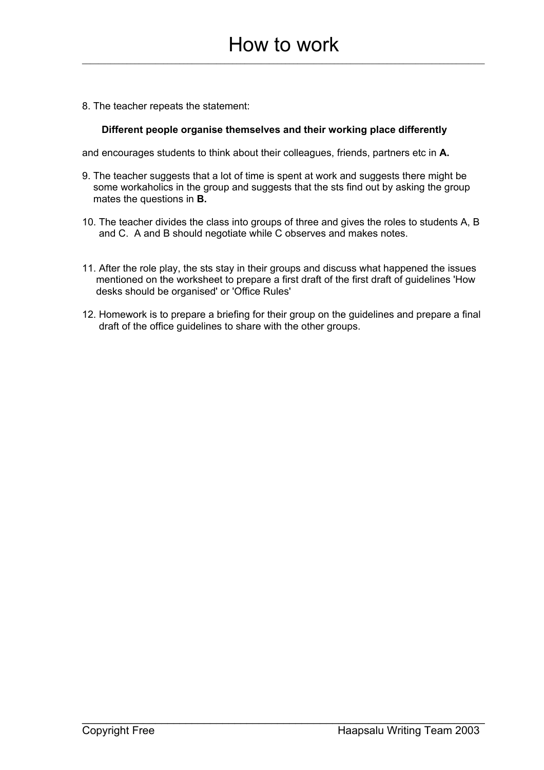8. The teacher repeats the statement:

**Different people organise themselves and their working place differently**

and encourages students to think about their colleagues, friends, partners etc in **A.**

9. The teacher suggests that a lot of time is spent at work and suggests there might be some workaholics in the group and suggests that the sts find out by asking the group mates the questions in **B.**

10. The teacher divides the class into groups of three and gives the roles to students A, B and C. A and B should negotiate while C observes and makes notes.

11. After the role play, the sts stay in their groups and discuss what happened the issues mentioned on the worksheet to prepare a first draft of the first draft of guidelines 'How desks should be organised' or 'Office Rules'

12. Homework is to prepare a briefing for their group on the guidelines and prepare a final draft of the office guidelines to share with the other groups.